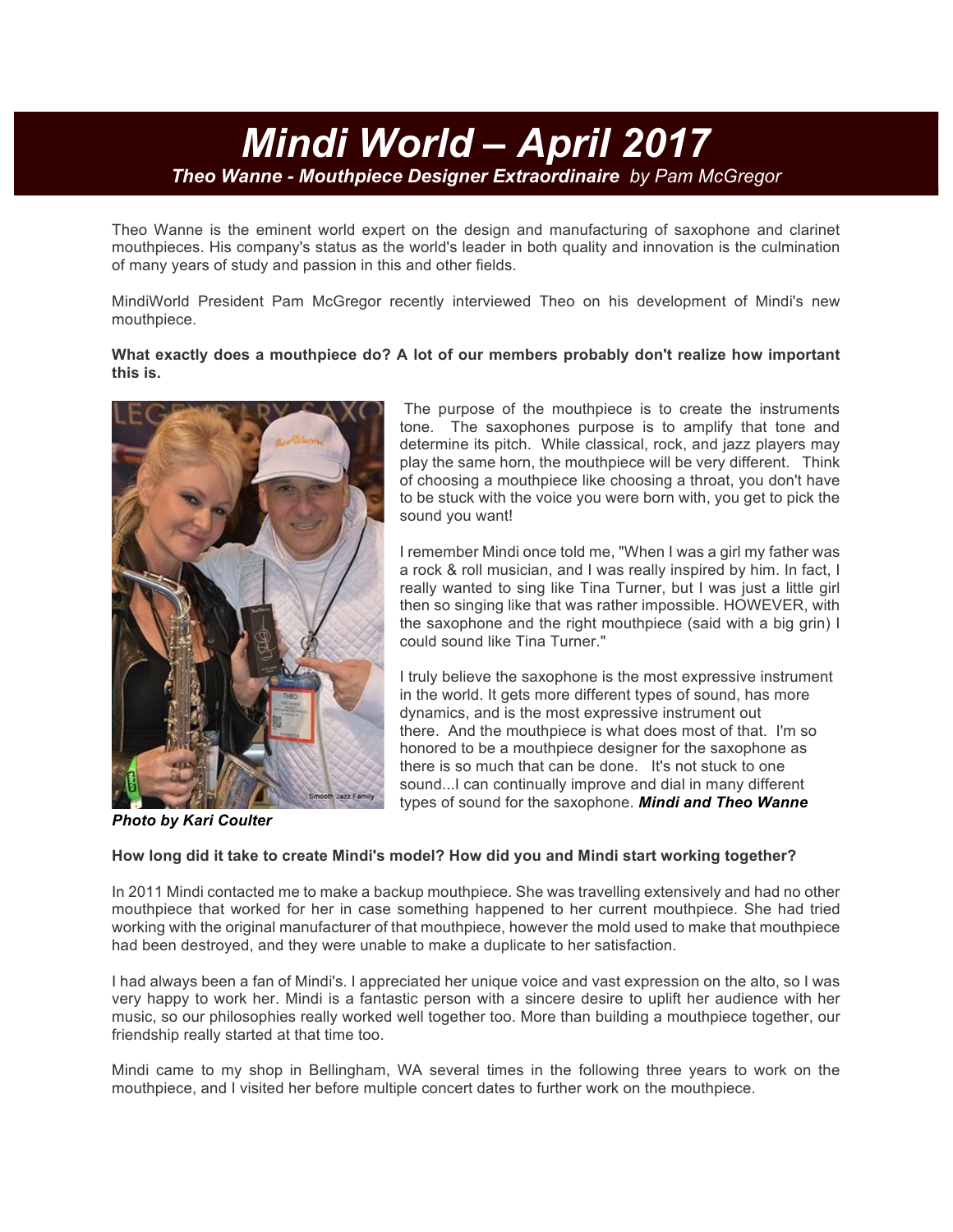# Mindi World – April 2017

***Theo Wanne - Mouthpiece Designer Extraordinaire*** *by Pam McGregor*

Theo Wanne is the eminent world expert on the design and manufacturing of saxophone and clarinet mouthpieces. His company's status as the world's leader in both quality and innovation is the culmination of many years of study and passion in this and other fields.

MindiWorld President Pam McGregor recently interviewed Theo on his development of Mindi's new mouthpiece.

**What exactly does a mouthpiece do? A lot of our members probably don't realize how important this is.**

The purpose of the mouthpiece is to create the instruments tone. The saxophones purpose is to amplify that tone and determine its pitch. While classical, rock, and jazz players may play the same horn, the mouthpiece will be very different. Think of choosing a mouthpiece like choosing a throat, you don't have to be stuck with the voice you were born with, you get to pick the sound you want!

I remember Mindi once told me, "When I was a girl my father was a rock & roll musician, and I was really inspired by him. In fact, I really wanted to sing like Tina Turner, but I was just a little girl then so singing like that was rather impossible. HOWEVER, with the saxophone and the right mouthpiece (said with a big grin) I could sound like Tina Turner."

I truly believe the saxophone is the most expressive instrument in the world. It gets more different types of sound, has more dynamics, and is the most expressive instrument out there. And the mouthpiece is what does most of that. I'm so honored to be a mouthpiece designer for the saxophone as there is so much that can be done. It's not stuck to one sound...I can continually improve and dial in many different types of sound for the saxophone. ***Mindi and Theo Wanne***

***Photo by Kari Coulter***

**How long did it take to create Mindi's model? How did you and Mindi start working together?**

In 2011 Mindi contacted me to make a backup mouthpiece. She was travelling extensively and had no other mouthpiece that worked for her in case something happened to her current mouthpiece. She had tried working with the original manufacturer of that mouthpiece, however the mold used to make that mouthpiece had been destroyed, and they were unable to make a duplicate to her satisfaction.

I had always been a fan of Mindi's. I appreciated her unique voice and vast expression on the alto, so I was very happy to work her. Mindi is a fantastic person with a sincere desire to uplift her audience with her music, so our philosophies really worked well together too. More than building a mouthpiece together, our friendship really started at that time too.

Mindi came to my shop in Bellingham, WA several times in the following three years to work on the mouthpiece, and I visited her before multiple concert dates to further work on the mouthpiece.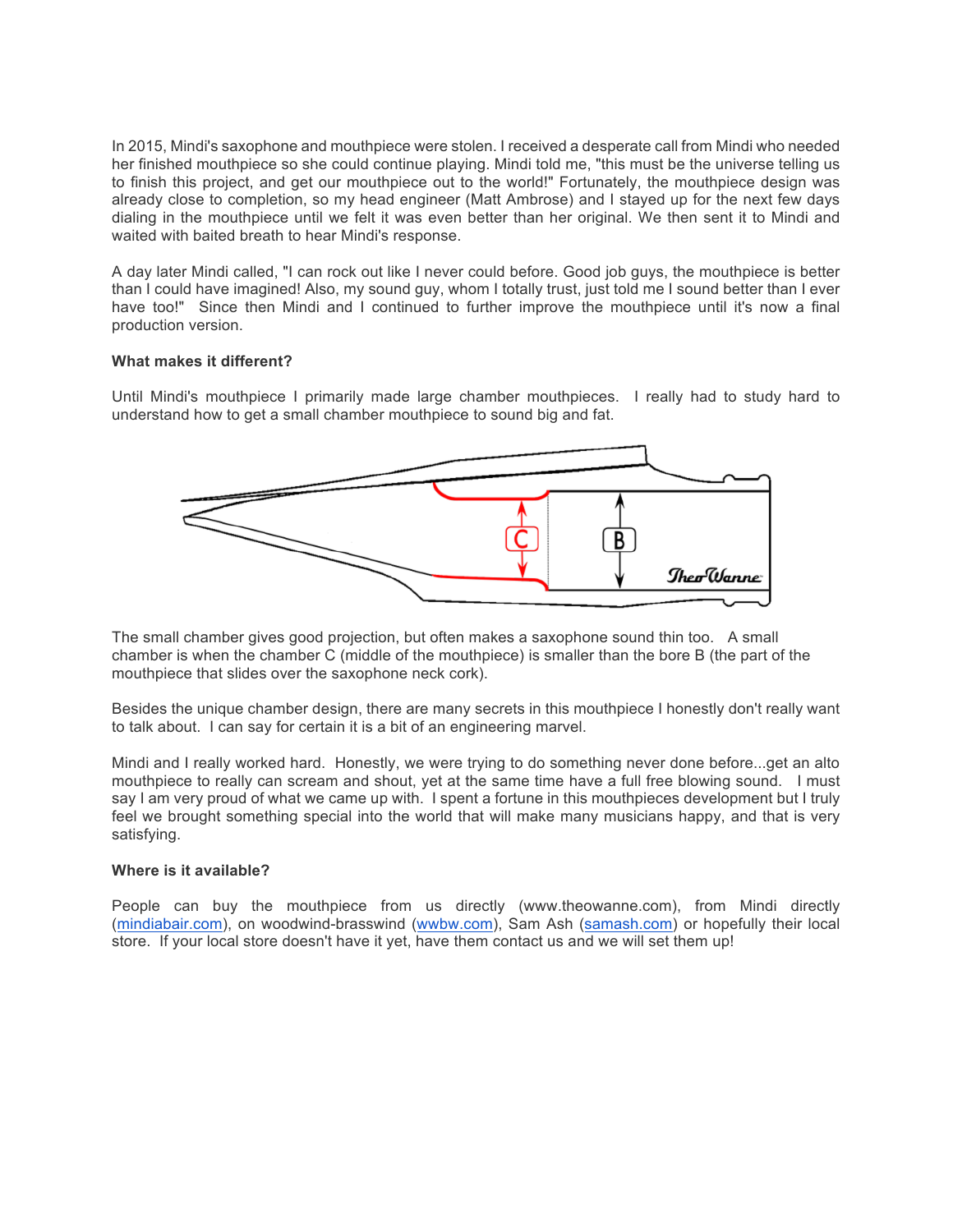In 2015, Mindi's saxophone and mouthpiece were stolen. I received a desperate call from Mindi who needed her finished mouthpiece so she could continue playing. Mindi told me, "this must be the universe telling us to finish this project, and get our mouthpiece out to the world!" Fortunately, the mouthpiece design was already close to completion, so my head engineer (Matt Ambrose) and I stayed up for the next few days dialing in the mouthpiece until we felt it was even better than her original. We then sent it to Mindi and waited with baited breath to hear Mindi's response.

A day later Mindi called, "I can rock out like I never could before. Good job guys, the mouthpiece is better than I could have imagined! Also, my sound guy, whom I totally trust, just told me I sound better than I ever have too!" Since then Mindi and I continued to further improve the mouthpiece until it's now a final production version.

**What makes it different?**

Until Mindi's mouthpiece I primarily made large chamber mouthpieces. I really had to study hard to understand how to get a small chamber mouthpiece to sound big and fat.

The small chamber gives good projection, but often makes a saxophone sound thin too. A small chamber is when the chamber C (middle of the mouthpiece) is smaller than the bore B (the part of the mouthpiece that slides over the saxophone neck cork).

Besides the unique chamber design, there are many secrets in this mouthpiece I honestly don't really want to talk about. I can say for certain it is a bit of an engineering marvel.

Mindi and I really worked hard. Honestly, we were trying to do something never done before...get an alto mouthpiece to really can scream and shout, yet at the same time have a full free blowing sound. I must say I am very proud of what we came up with. I spent a fortune in this mouthpieces development but I truly feel we brought something special into the world that will make many musicians happy, and that is very satisfying.

**Where is it available?**

People can buy the mouthpiece from us directly (www.theowanne.com), from Mindi directly (mindiabair.com), on woodwind-brasswind (wwbw.com), Sam Ash (samash.com) or hopefully their local store. If your local store doesn't have it yet, have them contact us and we will set them up!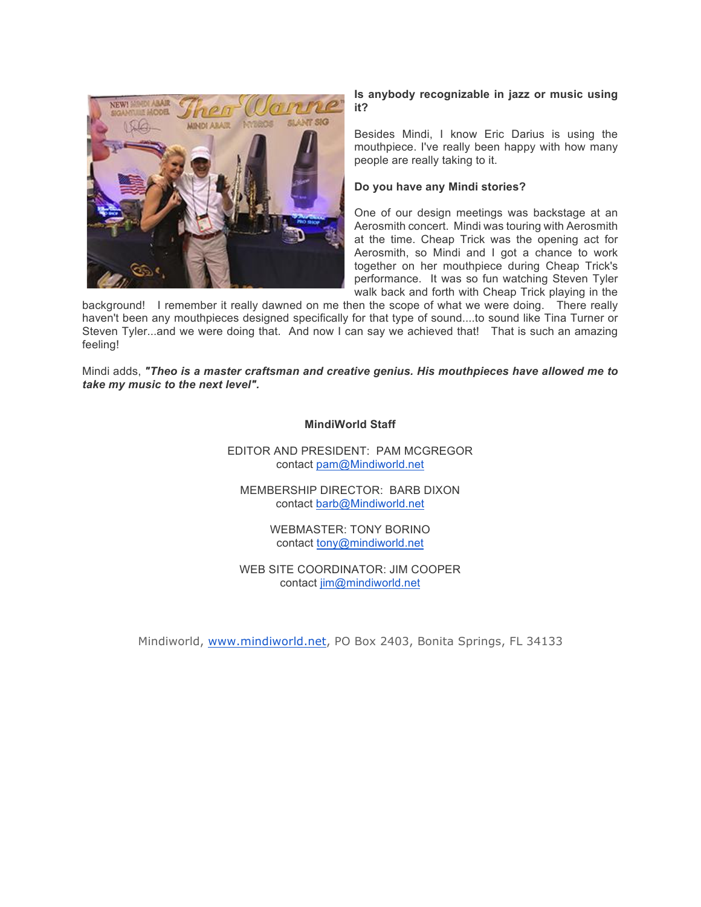**Is anybody recognizable in jazz or music using it?**

Besides Mindi, I know Eric Darius is using the mouthpiece. I've really been happy with how many people are really taking to it.

**Do you have any Mindi stories?**

One of our design meetings was backstage at an Aerosmith concert. Mindi was touring with Aerosmith at the time. Cheap Trick was the opening act for Aerosmith, so Mindi and I got a chance to work together on her mouthpiece during Cheap Trick's performance. It was so fun watching Steven Tyler walk back and forth with Cheap Trick playing in the background! I remember it really dawned on me then the scope of what we were doing. There really haven't been any mouthpieces designed specifically for that type of sound....to sound like Tina Turner or Steven Tyler...and we were doing that. And now I can say we achieved that! That is such an amazing feeling!

Mindi adds, ***"Theo is a master craftsman and creative genius. His mouthpieces have allowed me to take my music to the next level".***

**MindiWorld Staff**

EDITOR AND PRESIDENT: PAM MCGREGOR
contact pam@Mindiworld.net

MEMBERSHIP DIRECTOR: BARB DIXON
contact barb@Mindiworld.net

WEBMASTER: TONY BORINO
contact tony@mindiworld.net

WEB SITE COORDINATOR: JIM COOPER
contact jim@mindiworld.net

Mindiworld, www.mindiworld.net, PO Box 2403, Bonita Springs, FL 34133